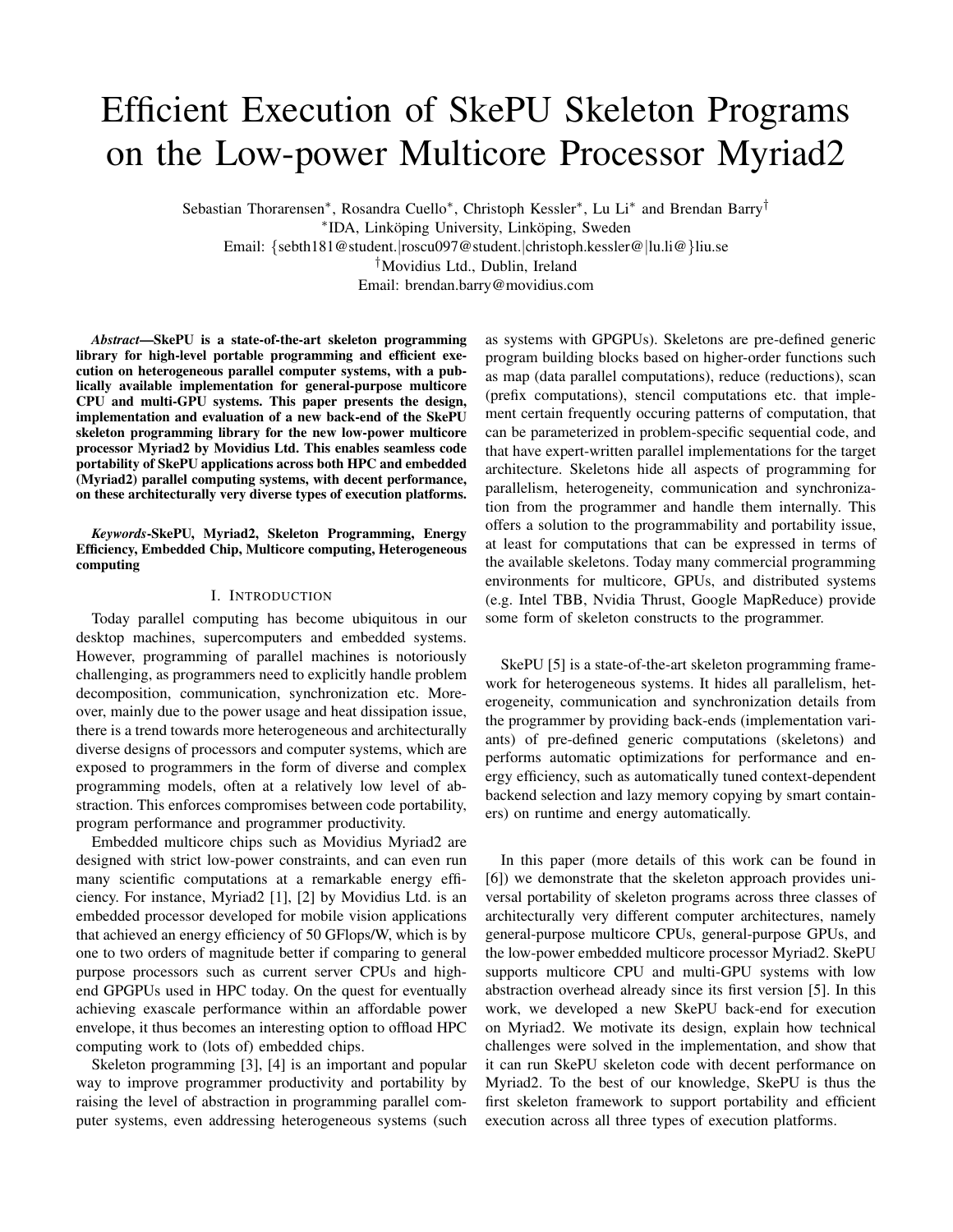# Efficient Execution of SkePU Skeleton Programs on the Low-power Multicore Processor Myriad2

Sebastian Thorarensen*, Rosandra Cuello*, Christoph Kessler*, Lu Li* and Brendan Barry†

*IDA, Linköping University, Linköping, Sweden

Email: {sebth181@student.|roscu097@student.|christoph.kessler@|lu.li@}liu.se

†Movidius Ltd., Dublin, Ireland

Email: brendan.barry@movidius.com

***Abstract*—SkePU is a state-of-the-art skeleton programming library for high-level portable programming and efficient execution on heterogeneous parallel computer systems, with a publically available implementation for general-purpose multicore CPU and multi-GPU systems. This paper presents the design, implementation and evaluation of a new back-end of the SkePU skeleton programming library for the new low-power multicore processor Myriad2 by Movidius Ltd. This enables seamless code portability of SkePU applications across both HPC and embedded (Myriad2) parallel computing systems, with decent performance, on these architecturally very diverse types of execution platforms.**

***Keywords*-SkePU, Myriad2, Skeleton Programming, Energy Efficiency, Embedded Chip, Multicore computing, Heterogeneous computing**

## I. Introduction

Today parallel computing has become ubiquitous in our desktop machines, supercomputers and embedded systems. However, programming of parallel machines is notoriously challenging, as programmers need to explicitly handle problem decomposition, communication, synchronization etc. Moreover, mainly due to the power usage and heat dissipation issue, there is a trend towards more heterogeneous and architecturally diverse designs of processors and computer systems, which are exposed to programmers in the form of diverse and complex programming models, often at a relatively low level of abstraction. This enforces compromises between code portability, program performance and programmer productivity.

Embedded multicore chips such as Movidius Myriad2 are designed with strict low-power constraints, and can even run many scientific computations at a remarkable energy efficiency. For instance, Myriad2 [1], [2] by Movidius Ltd. is an embedded processor developed for mobile vision applications that achieved an energy efficiency of 50 GFlops/W, which is by one to two orders of magnitude better if comparing to general purpose processors such as current server CPUs and high-end GPGPUs used in HPC today. On the quest for eventually achieving exascale performance within an affordable power envelope, it thus becomes an interesting option to offload HPC computing work to (lots of) embedded chips.

Skeleton programming [3], [4] is an important and popular way to improve programmer productivity and portability by raising the level of abstraction in programming parallel computer systems, even addressing heterogeneous systems (such as systems with GPGPUs). Skeletons are pre-defined generic program building blocks based on higher-order functions such as map (data parallel computations), reduce (reductions), scan (prefix computations), stencil computations etc. that implement certain frequently occuring patterns of computation, that can be parameterized in problem-specific sequential code, and that have expert-written parallel implementations for the target architecture. Skeletons hide all aspects of programming for parallelism, heterogeneity, communication and synchronization from the programmer and handle them internally. This offers a solution to the programmability and portability issue, at least for computations that can be expressed in terms of the available skeletons. Today many commercial programming environments for multicore, GPUs, and distributed systems (e.g. Intel TBB, Nvidia Thrust, Google MapReduce) provide some form of skeleton constructs to the programmer.

SkePU [5] is a state-of-the-art skeleton programming framework for heterogeneous systems. It hides all parallelism, heterogeneity, communication and synchronization details from the programmer by providing back-ends (implementation variants) of pre-defined generic computations (skeletons) and performs automatic optimizations for performance and energy efficiency, such as automatically tuned context-dependent backend selection and lazy memory copying by smart containers) on runtime and energy automatically.

In this paper (more details of this work can be found in [6]) we demonstrate that the skeleton approach provides universal portability of skeleton programs across three classes of architecturally very different computer architectures, namely general-purpose multicore CPUs, general-purpose GPUs, and the low-power embedded multicore processor Myriad2. SkePU supports multicore CPU and multi-GPU systems with low abstraction overhead already since its first version [5]. In this work, we developed a new SkePU back-end for execution on Myriad2. We motivate its design, explain how technical challenges were solved in the implementation, and show that it can run SkePU skeleton code with decent performance on Myriad2. To the best of our knowledge, SkePU is thus the first skeleton framework to support portability and efficient execution across all three types of execution platforms.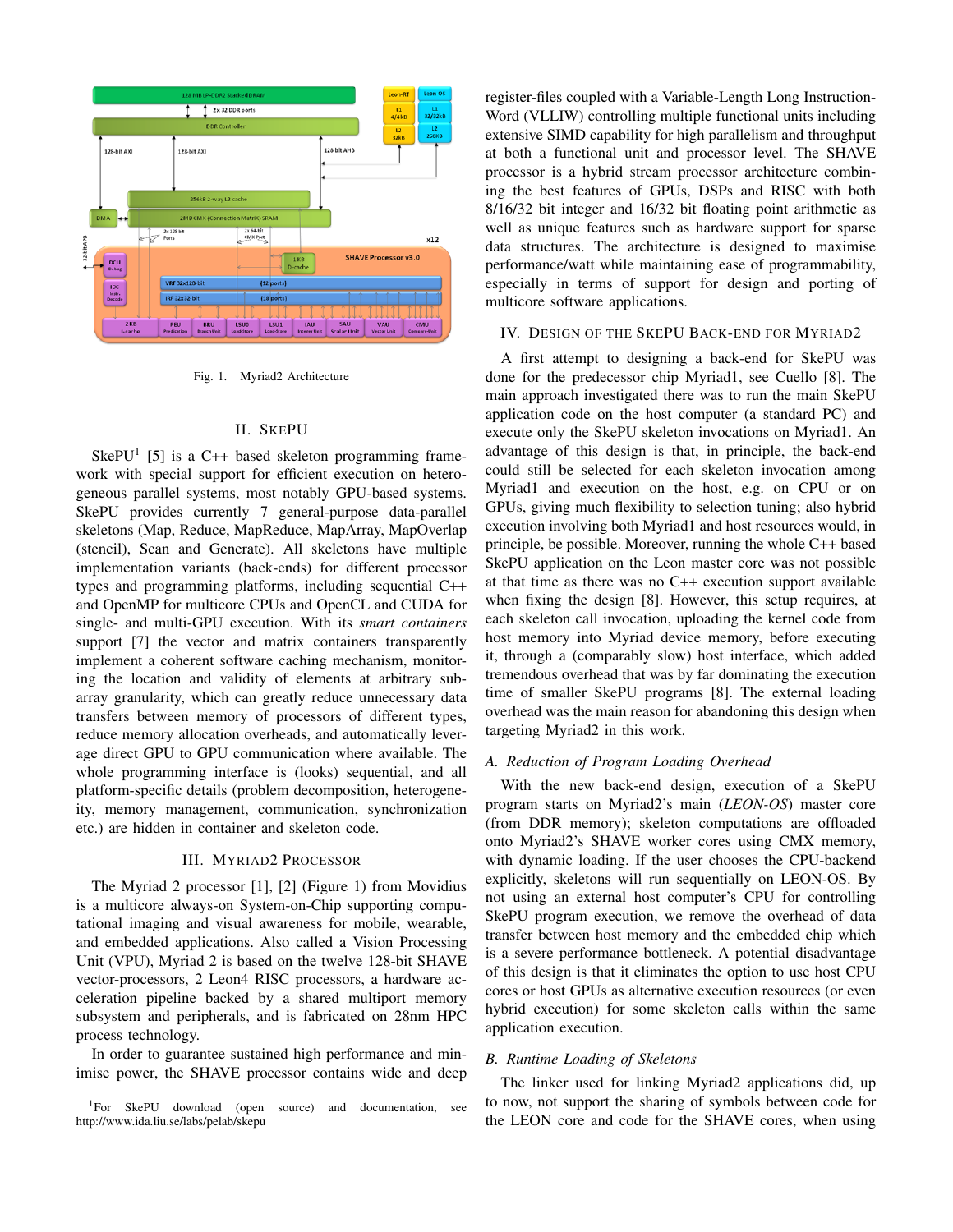Fig. 1. Myriad2 Architecture

## II. SkePU

SkePU[1] [5] is a C++ based skeleton programming framework with special support for efficient execution on heterogeneous parallel systems, most notably GPU-based systems. SkePU provides currently 7 general-purpose data-parallel skeletons (Map, Reduce, MapReduce, MapArray, MapOverlap (stencil), Scan and Generate). All skeletons have multiple implementation variants (back-ends) for different processor types and programming platforms, including sequential C++ and OpenMP for multicore CPUs and OpenCL and CUDA for single- and multi-GPU execution. With its *smart containers* support [7] the vector and matrix containers transparently implement a coherent software caching mechanism, monitoring the location and validity of elements at arbitrary subarray granularity, which can greatly reduce unnecessary data transfers between memory of processors of different types, reduce memory allocation overheads, and automatically leverage direct GPU to GPU communication where available. The whole programming interface is (looks) sequential, and all platform-specific details (problem decomposition, heterogeneity, memory management, communication, synchronization etc.) are hidden in container and skeleton code.

## III. Myriad2 Processor

The Myriad 2 processor [1], [2] (Figure 1) from Movidius is a multicore always-on System-on-Chip supporting computational imaging and visual awareness for mobile, wearable, and embedded applications. Also called a Vision Processing Unit (VPU), Myriad 2 is based on the twelve 128-bit SHAVE vector-processors, 2 Leon4 RISC processors, a hardware acceleration pipeline backed by a shared multiport memory subsystem and peripherals, and is fabricated on 28nm HPC process technology.

In order to guarantee sustained high performance and minimise power, the SHAVE processor contains wide and deep register-files coupled with a Variable-Length Long Instruction-Word (VLLIW) controlling multiple functional units including extensive SIMD capability for high parallelism and throughput at both a functional unit and processor level. The SHAVE processor is a hybrid stream processor architecture combining the best features of GPUs, DSPs and RISC with both 8/16/32 bit integer and 16/32 bit floating point arithmetic as well as unique features such as hardware support for sparse data structures. The architecture is designed to maximise performance/watt while maintaining ease of programmability, especially in terms of support for design and porting of multicore software applications.

## IV. Design of the SkePU Back-End for Myriad2

A first attempt to designing a back-end for SkePU was done for the predecessor chip Myriad1, see Cuello [8]. The main approach investigated there was to run the main SkePU application code on the host computer (a standard PC) and execute only the SkePU skeleton invocations on Myriad1. An advantage of this design is that, in principle, the back-end could still be selected for each skeleton invocation among Myriad1 and execution on the host, e.g. on CPU or on GPUs, giving much flexibility to selection tuning; also hybrid execution involving both Myriad1 and host resources would, in principle, be possible. Moreover, running the whole C++ based SkePU application on the Leon master core was not possible at that time as there was no C++ execution support available when fixing the design [8]. However, this setup requires, at each skeleton call invocation, uploading the kernel code from host memory into Myriad device memory, before executing it, through a (comparably slow) host interface, which added tremendous overhead that was by far dominating the execution time of smaller SkePU programs [8]. The external loading overhead was the main reason for abandoning this design when targeting Myriad2 in this work.

### A. Reduction of Program Loading Overhead

With the new back-end design, execution of a SkePU program starts on Myriad2's main (*LEON-OS*) master core (from DDR memory); skeleton computations are offloaded onto Myriad2's SHAVE worker cores using CMX memory, with dynamic loading. If the user chooses the CPU-backend explicitly, skeletons will run sequentially on LEON-OS. By not using an external host computer's CPU for controlling SkePU program execution, we remove the overhead of data transfer between host memory and the embedded chip which is a severe performance bottleneck. A potential disadvantage of this design is that it eliminates the option to use host CPU cores or host GPUs as alternative execution resources (or even hybrid execution) for some skeleton calls within the same application execution.

### B. Runtime Loading of Skeletons

The linker used for linking Myriad2 applications did, up to now, not support the sharing of symbols between code for the LEON core and code for the SHAVE cores, when using

[1] For SkePU download (open source) and documentation, see http://www.ida.liu.se/labs/pelab/skepu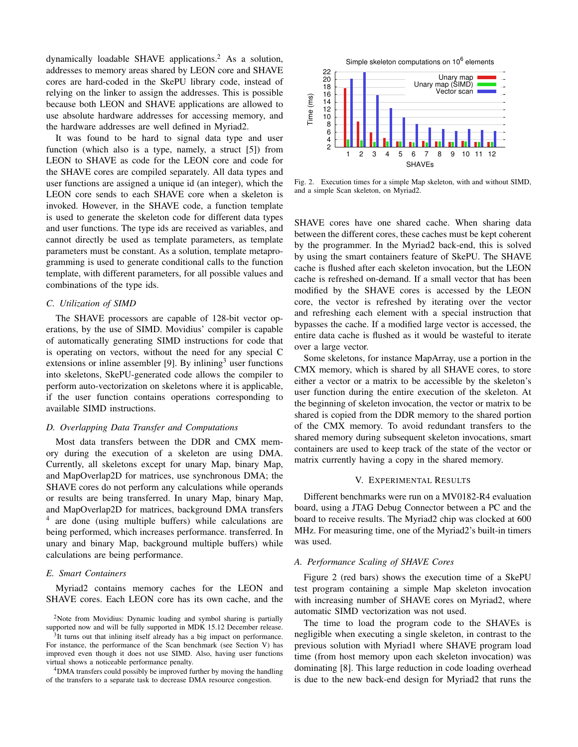dynamically loadable SHAVE applications.[2] As a solution, addresses to memory areas shared by LEON core and SHAVE cores are hard-coded in the SkePU library code, instead of relying on the linker to assign the addresses. This is possible because both LEON and SHAVE applications are allowed to use absolute hardware addresses for accessing memory, and the hardware addresses are well defined in Myriad2.

It was found to be hard to signal data type and user function (which also is a type, namely, a struct [5]) from LEON to SHAVE as code for the LEON core and code for the SHAVE cores are compiled separately. All data types and user functions are assigned a unique id (an integer), which the LEON core sends to each SHAVE core when a skeleton is invoked. However, in the SHAVE code, a function template is used to generate the skeleton code for different data types and user functions. The type ids are received as variables, and cannot directly be used as template parameters, as template parameters must be constant. As a solution, template metaprogramming is used to generate conditional calls to the function template, with different parameters, for all possible values and combinations of the type ids.

### C. Utilization of SIMD

The SHAVE processors are capable of 128-bit vector operations, by the use of SIMD. Movidius' compiler is capable of automatically generating SIMD instructions for code that is operating on vectors, without the need for any special C extensions or inline assembler [9]. By inlining[3] user functions into skeletons, SkePU-generated code allows the compiler to perform auto-vectorization on skeletons where it is applicable, if the user function contains operations corresponding to available SIMD instructions.

### D. Overlapping Data Transfer and Computations

Most data transfers between the DDR and CMX memory during the execution of a skeleton are using DMA. Currently, all skeletons except for unary Map, binary Map, and MapOverlap2D for matrices, use synchronous DMA; the SHAVE cores do not perform any calculations while operands or results are being transferred. In unary Map, binary Map, and MapOverlap2D for matrices, background DMA transfers [4] are done (using multiple buffers) while calculations are being performed, which increases performance. transferred. In unary and binary Map, background multiple buffers) while calculations are being performance.

### E. Smart Containers

Myriad2 contains memory caches for the LEON and SHAVE cores. Each LEON core has its own cache, and the

Simple skeleton computations on $10^6$ elements

Time (ms)

22
20
18
16
14
12
10
8
6
4
2

Unary map
Unary map (SIMD)
Vector scan

1 2 3 4 5 6 7 8 9 10 11 12

SHAVEs

Fig. 2. Execution times for a simple Map skeleton, with and without SIMD, and a simple Scan skeleton, on Myriad2.

SHAVE cores have one shared cache. When sharing data between the different cores, these caches must be kept coherent by the programmer. In the Myriad2 back-end, this is solved by using the smart containers feature of SkePU. The SHAVE cache is flushed after each skeleton invocation, but the LEON cache is refreshed on-demand. If a small vector that has been modified by the SHAVE cores is accessed by the LEON core, the vector is refreshed by iterating over the vector and refreshing each element with a special instruction that bypasses the cache. If a modified large vector is accessed, the entire data cache is flushed as it would be wasteful to iterate over a large vector.

Some skeletons, for instance MapArray, use a portion in the CMX memory, which is shared by all SHAVE cores, to store either a vector or a matrix to be accessible by the skeleton's user function during the entire execution of the skeleton. At the beginning of skeleton invocation, the vector or matrix to be shared is copied from the DDR memory to the shared portion of the CMX memory. To avoid redundant transfers to the shared memory during subsequent skeleton invocations, smart containers are used to keep track of the state of the vector or matrix currently having a copy in the shared memory.

## V. Experimental Results

Different benchmarks were run on a MV0182-R4 evaluation board, using a JTAG Debug Connector between a PC and the board to receive results. The Myriad2 chip was clocked at 600 MHz. For measuring time, one of the Myriad2's built-in timers was used.

### A. Performance Scaling of SHAVE Cores

Figure 2 (red bars) shows the execution time of a SkePU test program containing a simple Map skeleton invocation with increasing number of SHAVE cores on Myriad2, where automatic SIMD vectorization was not used.

The time to load the program code to the SHAVEs is negligible when executing a single skeleton, in contrast to the previous solution with Myriad1 where SHAVE program load time (from host memory upon each skeleton invocation) was dominating [8]. This large reduction in code loading overhead is due to the new back-end design for Myriad2 that runs the

[2] Note from Movidius: Dynamic loading and symbol sharing is partially supported now and will be fully supported in MDK 15.12 December release.

[3] It turns out that inlining itself already has a big impact on performance. For instance, the performance of the Scan benchmark (see Section V) has improved even though it does not use SIMD. Also, having user functions virtual shows a noticeable performance penalty.

[4] DMA transfers could possibly be improved further by moving the handling of the transfers to a separate task to decrease DMA resource congestion.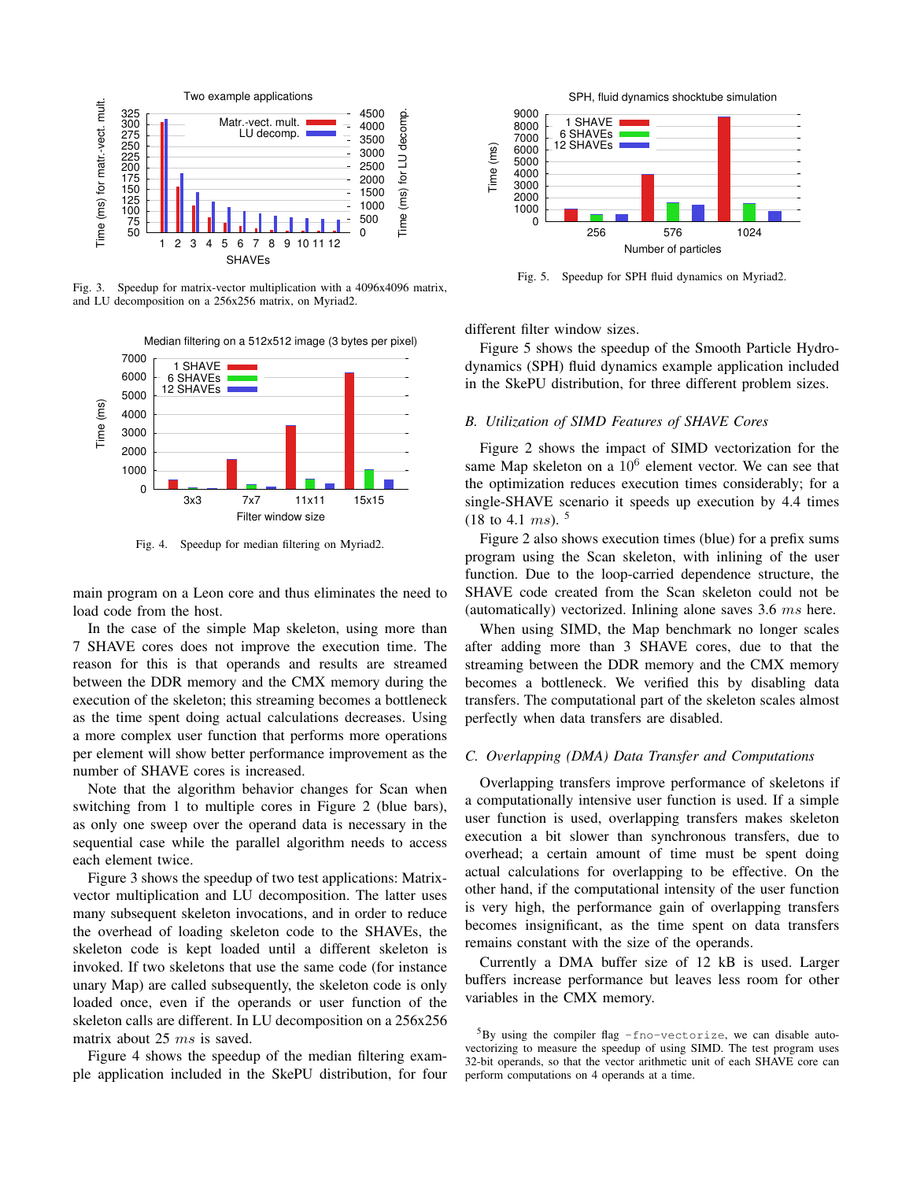Fig. 3. Speedup for matrix-vector multiplication with a 4096x4096 matrix, and LU decomposition on a 256x256 matrix, on Myriad2.

Fig. 4. Speedup for median filtering on Myriad2.

main program on a Leon core and thus eliminates the need to load code from the host.

In the case of the simple Map skeleton, using more than 7 SHAVE cores does not improve the execution time. The reason for this is that operands and results are streamed between the DDR memory and the CMX memory during the execution of the skeleton; this streaming becomes a bottleneck as the time spent doing actual calculations decreases. Using a more complex user function that performs more operations per element will show better performance improvement as the number of SHAVE cores is increased.

Note that the algorithm behavior changes for Scan when switching from 1 to multiple cores in Figure 2 (blue bars), as only one sweep over the operand data is necessary in the sequential case while the parallel algorithm needs to access each element twice.

Figure 3 shows the speedup of two test applications: Matrix-vector multiplication and LU decomposition. The latter uses many subsequent skeleton invocations, and in order to reduce the overhead of loading skeleton code to the SHAVEs, the skeleton code is kept loaded until a different skeleton is invoked. If two skeletons that use the same code (for instance unary Map) are called subsequently, the skeleton code is only loaded once, even if the operands or user function of the skeleton calls are different. In LU decomposition on a 256x256 matrix about 25 $ms$ is saved.

Figure 4 shows the speedup of the median filtering example application included in the SkePU distribution, for four different filter window sizes.

Fig. 5. Speedup for SPH fluid dynamics on Myriad2.

Figure 5 shows the speedup of the Smooth Particle Hydrodynamics (SPH) fluid dynamics example application included in the SkePU distribution, for three different problem sizes.

### B. Utilization of SIMD Features of SHAVE Cores

Figure 2 shows the impact of SIMD vectorization for the same Map skeleton on a $10^6$ element vector. We can see that the optimization reduces execution times considerably; for a single-SHAVE scenario it speeds up execution by 4.4 times (18 to 4.1 $ms$). [5]

Figure 2 also shows execution times (blue) for a prefix sums program using the Scan skeleton, with inlining of the user function. Due to the loop-carried dependence structure, the SHAVE code created from the Scan skeleton could not be (automatically) vectorized. Inlining alone saves 3.6 $ms$ here.

When using SIMD, the Map benchmark no longer scales after adding more than 3 SHAVE cores, due to that the streaming between the DDR memory and the CMX memory becomes a bottleneck. We verified this by disabling data transfers. The computational part of the skeleton scales almost perfectly when data transfers are disabled.

### C. Overlapping (DMA) Data Transfer and Computations

Overlapping transfers improve performance of skeletons if a computationally intensive user function is used. If a simple user function is used, overlapping transfers makes skeleton execution a bit slower than synchronous transfers, due to overhead; a certain amount of time must be spent doing actual calculations for overlapping to be effective. On the other hand, if the computational intensity of the user function is very high, the performance gain of overlapping transfers becomes insignificant, as the time spent on data transfers remains constant with the size of the operands.

Currently a DMA buffer size of 12 kB is used. Larger buffers increase performance but leaves less room for other variables in the CMX memory.

[5] By using the compiler flag `-fno-vectorize`, we can disable auto-vectorizing to measure the speedup of using SIMD. The test program uses 32-bit operands, so that the vector arithmetic unit of each SHAVE core can perform computations on 4 operands at a time.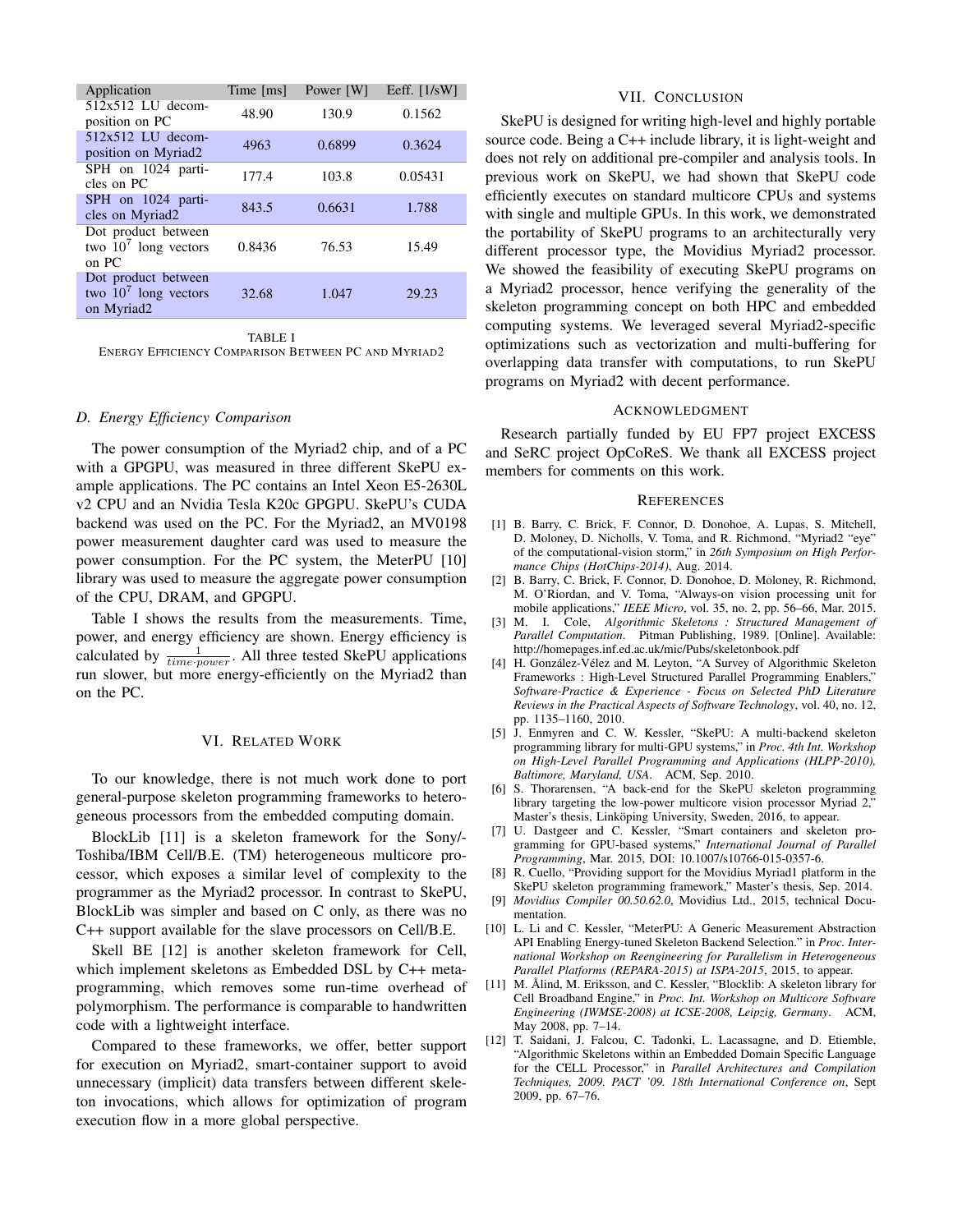| Application | Time [ms] | Power [W] | Eeff. [1/sW] |
|---|---|---|---|
| 512x512 LU decomposition on PC | 48.90 | 130.9 | 0.1562 |
| 512x512 LU decomposition on Myriad2 | 4963 | 0.6899 | 0.3624 |
| SPH on 1024 particles on PC | 177.4 | 103.8 | 0.05431 |
| SPH on 1024 particles on Myriad2 | 843.5 | 0.6631 | 1.788 |
| Dot product between two $10^7$ long vectors on PC | 0.8436 | 76.53 | 15.49 |
| Dot product between two $10^7$ long vectors on Myriad2 | 32.68 | 1.047 | 29.23 |

TABLE I
ENERGY EFFICIENCY COMPARISON BETWEEN PC AND MYRIAD2

### D. Energy Efficiency Comparison

The power consumption of the Myriad2 chip, and of a PC with a GPGPU, was measured in three different SkePU example applications. The PC contains an Intel Xeon E5-2630L v2 CPU and an Nvidia Tesla K20c GPGPU. SkePU's CUDA backend was used on the PC. For the Myriad2, an MV0198 power measurement daughter card was used to measure the power consumption. For the PC system, the MeterPU [10] library was used to measure the aggregate power consumption of the CPU, DRAM, and GPGPU.

Table I shows the results from the measurements. Time, power, and energy efficiency are shown. Energy efficiency is calculated by $\frac{1}{time \cdot power}$. All three tested SkePU applications run slower, but more energy-efficiently on the Myriad2 than on the PC.

## VI. Related Work

To our knowledge, there is not much work done to port general-purpose skeleton programming frameworks to heterogeneous processors from the embedded computing domain.

BlockLib [11] is a skeleton framework for the Sony/-Toshiba/IBM Cell/B.E. (TM) heterogeneous multicore processor, which exposes a similar level of complexity to the programmer as the Myriad2 processor. In contrast to SkePU, BlockLib was simpler and based on C only, as there was no C++ support available for the slave processors on Cell/B.E.

Skell BE [12] is another skeleton framework for Cell, which implement skeletons as Embedded DSL by C++ metaprogramming, which removes some run-time overhead of polymorphism. The performance is comparable to handwritten code with a lightweight interface.

Compared to these frameworks, we offer, better support for execution on Myriad2, smart-container support to avoid unnecessary (implicit) data transfers between different skeleton invocations, which allows for optimization of program execution flow in a more global perspective.

## VII. Conclusion

SkePU is designed for writing high-level and highly portable source code. Being a C++ include library, it is light-weight and does not rely on additional pre-compiler and analysis tools. In previous work on SkePU, we had shown that SkePU code efficiently executes on standard multicore CPUs and systems with single and multiple GPUs. In this work, we demonstrated the portability of SkePU programs to an architecturally very different processor type, the Movidius Myriad2 processor. We showed the feasibility of executing SkePU programs on a Myriad2 processor, hence verifying the generality of the skeleton programming concept on both HPC and embedded computing systems. We leveraged several Myriad2-specific optimizations such as vectorization and multi-buffering for overlapping data transfer with computations, to run SkePU programs on Myriad2 with decent performance.

## Acknowledgment

Research partially funded by EU FP7 project EXCESS and SeRC project OpCoReS. We thank all EXCESS project members for comments on this work.

## References

[1] B. Barry, C. Brick, F. Connor, D. Donohoe, A. Lupas, S. Mitchell, D. Moloney, D. Nicholls, V. Toma, and R. Richmond, "Myriad2 "eye" of the computational-vision storm," in *26th Symposium on High Performance Chips (HotChips-2014)*, Aug. 2014.

[2] B. Barry, C. Brick, F. Connor, D. Donohoe, D. Moloney, R. Richmond, M. O'Riordan, and V. Toma, "Always-on vision processing unit for mobile applications," *IEEE Micro*, vol. 35, no. 2, pp. 56–66, Mar. 2015.

[3] M. I. Cole, *Algorithmic Skeletons : Structured Management of Parallel Computation*. Pitman Publishing, 1989. [Online]. Available: http://homepages.inf.ed.ac.uk/mic/Pubs/skeletonbook.pdf

[4] H. González-Vélez and M. Leyton, "A Survey of Algorithmic Skeleton Frameworks : High-Level Structured Parallel Programming Enablers," *Software-Practice & Experience - Focus on Selected PhD Literature Reviews in the Practical Aspects of Software Technology*, vol. 40, no. 12, pp. 1135–1160, 2010.

[5] J. Enmyren and C. W. Kessler, "SkePU: A multi-backend skeleton programming library for multi-GPU systems," in *Proc. 4th Int. Workshop on High-Level Parallel Programming and Applications (HLPP-2010), Baltimore, Maryland, USA*. ACM, Sep. 2010.

[6] S. Thorarensen, "A back-end for the SkePU skeleton programming library targeting the low-power multicore vision processor Myriad 2," Master's thesis, Linköping University, Sweden, 2016, to appear.

[7] U. Dastgeer and C. Kessler, "Smart containers and skeleton programming for GPU-based systems," *International Journal of Parallel Programming*, Mar. 2015, DOI: 10.1007/s10766-015-0357-6.

[8] R. Cuello, "Providing support for the Movidius Myriad1 platform in the SkePU skeleton programming framework," Master's thesis, Sep. 2014.

[9] *Movidius Compiler 00.50.62.0*, Movidius Ltd., 2015, technical Documentation.

[10] L. Li and C. Kessler, "MeterPU: A Generic Measurement Abstraction API Enabling Energy-tuned Skeleton Backend Selection." in *Proc. International Workshop on Reengineering for Parallelism in Heterogeneous Parallel Platforms (REPARA-2015) at ISPA-2015*, 2015, to appear.

[11] M. Ålind, M. Eriksson, and C. Kessler, "Blocklib: A skeleton library for Cell Broadband Engine," in *Proc. Int. Workshop on Multicore Software Engineering (IWMSE-2008) at ICSE-2008, Leipzig, Germany*. ACM, May 2008, pp. 7–14.

[12] T. Saidani, J. Falcou, C. Tadonki, L. Lacassagne, and D. Etiemble, "Algorithmic Skeletons within an Embedded Domain Specific Language for the CELL Processor," in *Parallel Architectures and Compilation Techniques, 2009. PACT '09. 18th International Conference on*, Sept 2009, pp. 67–76.